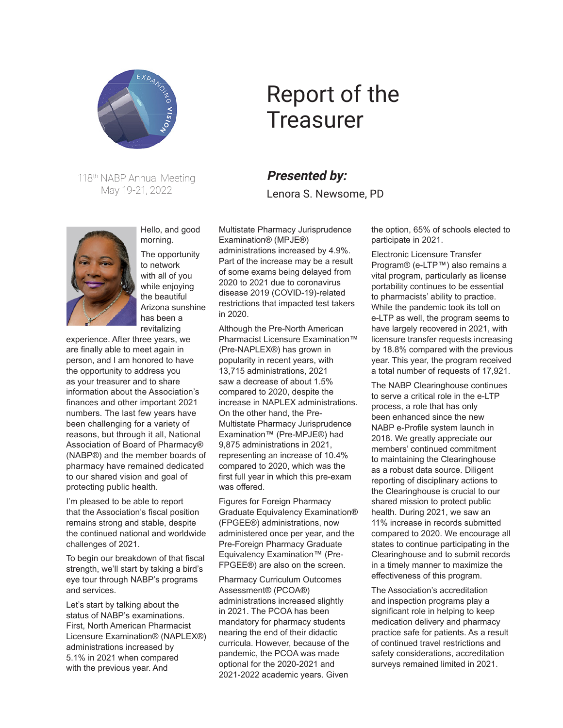118th NABP Annual Meeting
May 19-21, 2022

# Report of the Treasurer

***Presented by:***

Lenora S. Newsome, PD

Hello, and good morning.

The opportunity to network with all of you while enjoying the beautiful Arizona sunshine has been a revitalizing experience. After three years, we are finally able to meet again in person, and I am honored to have the opportunity to address you as your treasurer and to share information about the Association's finances and other important 2021 numbers. The last few years have been challenging for a variety of reasons, but through it all, National Association of Board of Pharmacy® (NABP®) and the member boards of pharmacy have remained dedicated to our shared vision and goal of protecting public health.

I'm pleased to be able to report that the Association's fiscal position remains strong and stable, despite the continued national and worldwide challenges of 2021.

To begin our breakdown of that fiscal strength, we'll start by taking a bird's eye tour through NABP's programs and services.

Let's start by talking about the status of NABP's examinations. First, North American Pharmacist Licensure Examination® (NAPLEX®) administrations increased by 5.1% in 2021 when compared with the previous year. And Multistate Pharmacy Jurisprudence Examination® (MPJE®) administrations increased by 4.9%. Part of the increase may be a result of some exams being delayed from 2020 to 2021 due to coronavirus disease 2019 (COVID-19)-related restrictions that impacted test takers in 2020.

Although the Pre-North American Pharmacist Licensure Examination™ (Pre-NAPLEX®) has grown in popularity in recent years, with 13,715 administrations, 2021 saw a decrease of about 1.5% compared to 2020, despite the increase in NAPLEX administrations. On the other hand, the Pre-Multistate Pharmacy Jurisprudence Examination™ (Pre-MPJE®) had 9,875 administrations in 2021, representing an increase of 10.4% compared to 2020, which was the first full year in which this pre-exam was offered.

Figures for Foreign Pharmacy Graduate Equivalency Examination® (FPGEE®) administrations, now administered once per year, and the Pre-Foreign Pharmacy Graduate Equivalency Examination™ (Pre-FPGEE®) are also on the screen.

Pharmacy Curriculum Outcomes Assessment® (PCOA®) administrations increased slightly in 2021. The PCOA has been mandatory for pharmacy students nearing the end of their didactic curricula. However, because of the pandemic, the PCOA was made optional for the 2020-2021 and 2021-2022 academic years. Given the option, 65% of schools elected to participate in 2021.

Electronic Licensure Transfer Program® (e-LTP™) also remains a vital program, particularly as license portability continues to be essential to pharmacists' ability to practice. While the pandemic took its toll on e-LTP as well, the program seems to have largely recovered in 2021, with licensure transfer requests increasing by 18.8% compared with the previous year. This year, the program received a total number of requests of 17,921.

The NABP Clearinghouse continues to serve a critical role in the e-LTP process, a role that has only been enhanced since the new NABP e-Profile system launch in 2018. We greatly appreciate our members' continued commitment to maintaining the Clearinghouse as a robust data source. Diligent reporting of disciplinary actions to the Clearinghouse is crucial to our shared mission to protect public health. During 2021, we saw an 11% increase in records submitted compared to 2020. We encourage all states to continue participating in the Clearinghouse and to submit records in a timely manner to maximize the effectiveness of this program.

The Association's accreditation and inspection programs play a significant role in helping to keep medication delivery and pharmacy practice safe for patients. As a result of continued travel restrictions and safety considerations, accreditation surveys remained limited in 2021.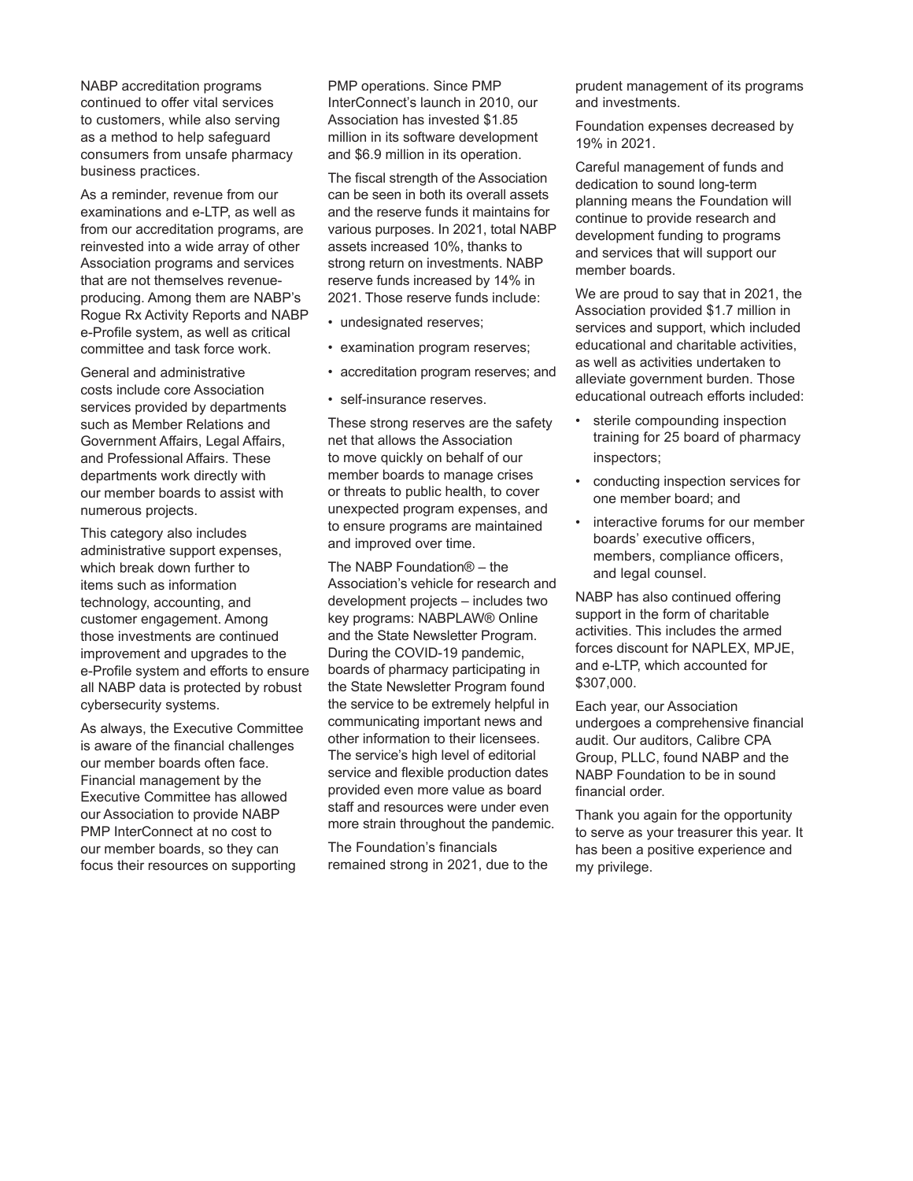NABP accreditation programs continued to offer vital services to customers, while also serving as a method to help safeguard consumers from unsafe pharmacy business practices.

As a reminder, revenue from our examinations and e-LTP, as well as from our accreditation programs, are reinvested into a wide array of other Association programs and services that are not themselves revenue-producing. Among them are NABP's Rogue Rx Activity Reports and NABP e-Profile system, as well as critical committee and task force work.

General and administrative costs include core Association services provided by departments such as Member Relations and Government Affairs, Legal Affairs, and Professional Affairs. These departments work directly with our member boards to assist with numerous projects.

This category also includes administrative support expenses, which break down further to items such as information technology, accounting, and customer engagement. Among those investments are continued improvement and upgrades to the e-Profile system and efforts to ensure all NABP data is protected by robust cybersecurity systems.

As always, the Executive Committee is aware of the financial challenges our member boards often face. Financial management by the Executive Committee has allowed our Association to provide NABP PMP InterConnect at no cost to our member boards, so they can focus their resources on supporting PMP operations. Since PMP InterConnect's launch in 2010, our Association has invested $1.85 million in its software development and $6.9 million in its operation.

The fiscal strength of the Association can be seen in both its overall assets and the reserve funds it maintains for various purposes. In 2021, total NABP assets increased 10%, thanks to strong return on investments. NABP reserve funds increased by 14% in 2021. Those reserve funds include:

- undesignated reserves;
- examination program reserves;
- accreditation program reserves; and
- self-insurance reserves.

These strong reserves are the safety net that allows the Association to move quickly on behalf of our member boards to manage crises or threats to public health, to cover unexpected program expenses, and to ensure programs are maintained and improved over time.

The NABP Foundation® – the Association's vehicle for research and development projects – includes two key programs: NABPLAW® Online and the State Newsletter Program. During the COVID-19 pandemic, boards of pharmacy participating in the State Newsletter Program found the service to be extremely helpful in communicating important news and other information to their licensees. The service's high level of editorial service and flexible production dates provided even more value as board staff and resources were under even more strain throughout the pandemic.

The Foundation's financials remained strong in 2021, due to the prudent management of its programs and investments.

Foundation expenses decreased by 19% in 2021.

Careful management of funds and dedication to sound long-term planning means the Foundation will continue to provide research and development funding to programs and services that will support our member boards.

We are proud to say that in 2021, the Association provided $1.7 million in services and support, which included educational and charitable activities, as well as activities undertaken to alleviate government burden. Those educational outreach efforts included:

- sterile compounding inspection training for 25 board of pharmacy inspectors;
- conducting inspection services for one member board; and
- interactive forums for our member boards' executive officers, members, compliance officers, and legal counsel.

NABP has also continued offering support in the form of charitable activities. This includes the armed forces discount for NAPLEX, MPJE, and e-LTP, which accounted for $307,000.

Each year, our Association undergoes a comprehensive financial audit. Our auditors, Calibre CPA Group, PLLC, found NABP and the NABP Foundation to be in sound financial order.

Thank you again for the opportunity to serve as your treasurer this year. It has been a positive experience and my privilege.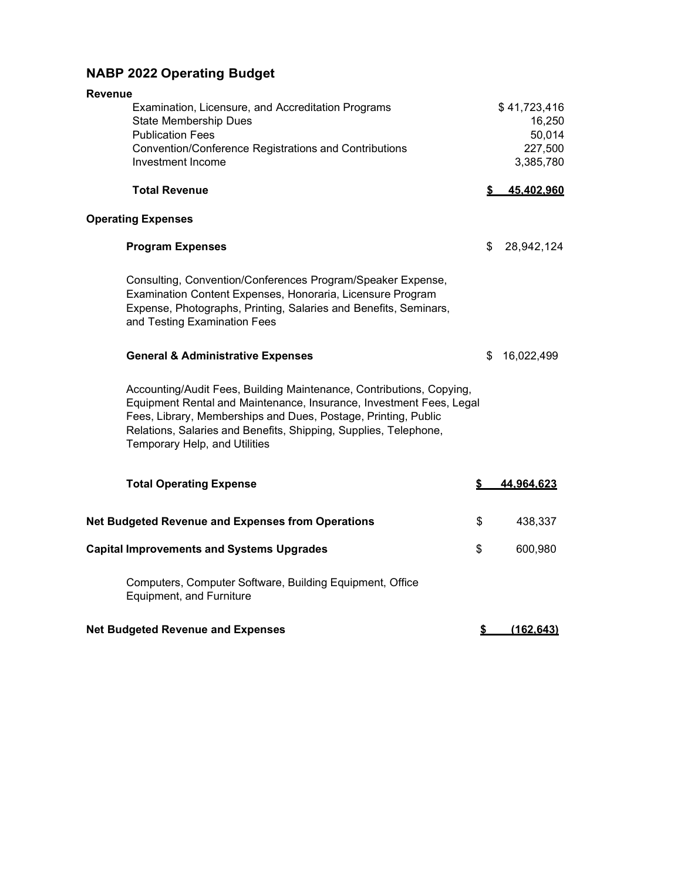# NABP 2022 Operating Budget

| | |
|---|---|
| **Revenue** | |
| Examination, Licensure, and Accreditation Programs | $ 41,723,416 |
| State Membership Dues | 16,250 |
| Publication Fees | 50,014 |
| Convention/Conference Registrations and Contributions | 227,500 |
| Investment Income | 3,385,780 |
| **Total Revenue** | **$ 45,402,960** |
| **Operating Expenses** | |
| **Program Expenses** | $ 28,942,124 |
| Consulting, Convention/Conferences Program/Speaker Expense, Examination Content Expenses, Honoraria, Licensure Program Expense, Photographs, Printing, Salaries and Benefits, Seminars, and Testing Examination Fees | |
| **General & Administrative Expenses** | $ 16,022,499 |
| Accounting/Audit Fees, Building Maintenance, Contributions, Copying, Equipment Rental and Maintenance, Insurance, Investment Fees, Legal Fees, Library, Memberships and Dues, Postage, Printing, Public Relations, Salaries and Benefits, Shipping, Supplies, Telephone, Temporary Help, and Utilities | |
| **Total Operating Expense** | **$ 44,964,623** |
| **Net Budgeted Revenue and Expenses from Operations** | $ 438,337 |
| **Capital Improvements and Systems Upgrades** | $ 600,980 |
| Computers, Computer Software, Building Equipment, Office Equipment, and Furniture | |
| **Net Budgeted Revenue and Expenses** | **$ (162,643)** |